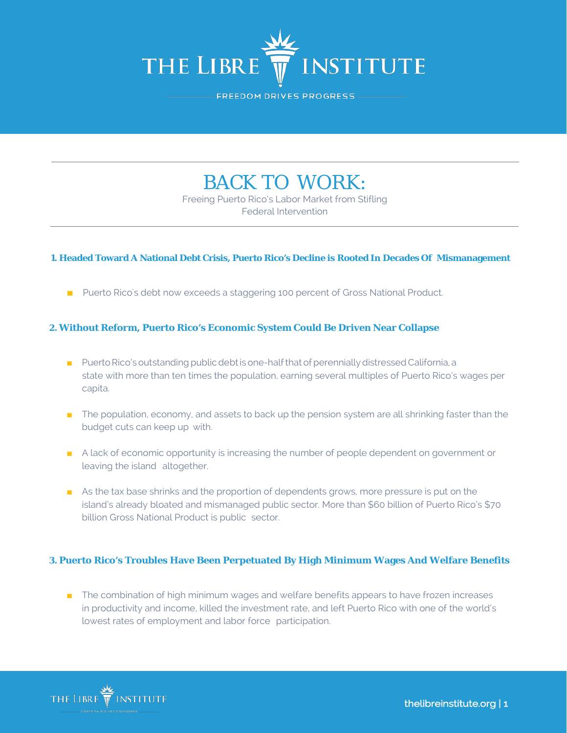# BACK TO WORK:

Freeing Puerto Rico's Labor Market from Stifling Federal Intervention

## 1. Headed Toward A National Debt Crisis, Puerto Rico's Decline is Rooted In Decades Of Mismanagement

- Puerto Rico's debt now exceeds a staggering 100 percent of Gross National Product.

## 2. Without Reform, Puerto Rico's Economic System Could Be Driven Near Collapse

- Puerto Rico's outstanding public debt is one-half that of perennially distressed California, a state with more than ten times the population, earning several multiples of Puerto Rico's wages per capita.
- The population, economy, and assets to back up the pension system are all shrinking faster than the budget cuts can keep up with.
- A lack of economic opportunity is increasing the number of people dependent on government or leaving the island altogether.
- As the tax base shrinks and the proportion of dependents grows, more pressure is put on the island's already bloated and mismanaged public sector. More than $60 billion of Puerto Rico's $70 billion Gross National Product is public sector.

## 3. Puerto Rico's Troubles Have Been Perpetuated By High Minimum Wages And Welfare Benefits

- The combination of high minimum wages and welfare benefits appears to have frozen increases in productivity and income, killed the investment rate, and left Puerto Rico with one of the world's lowest rates of employment and labor force participation.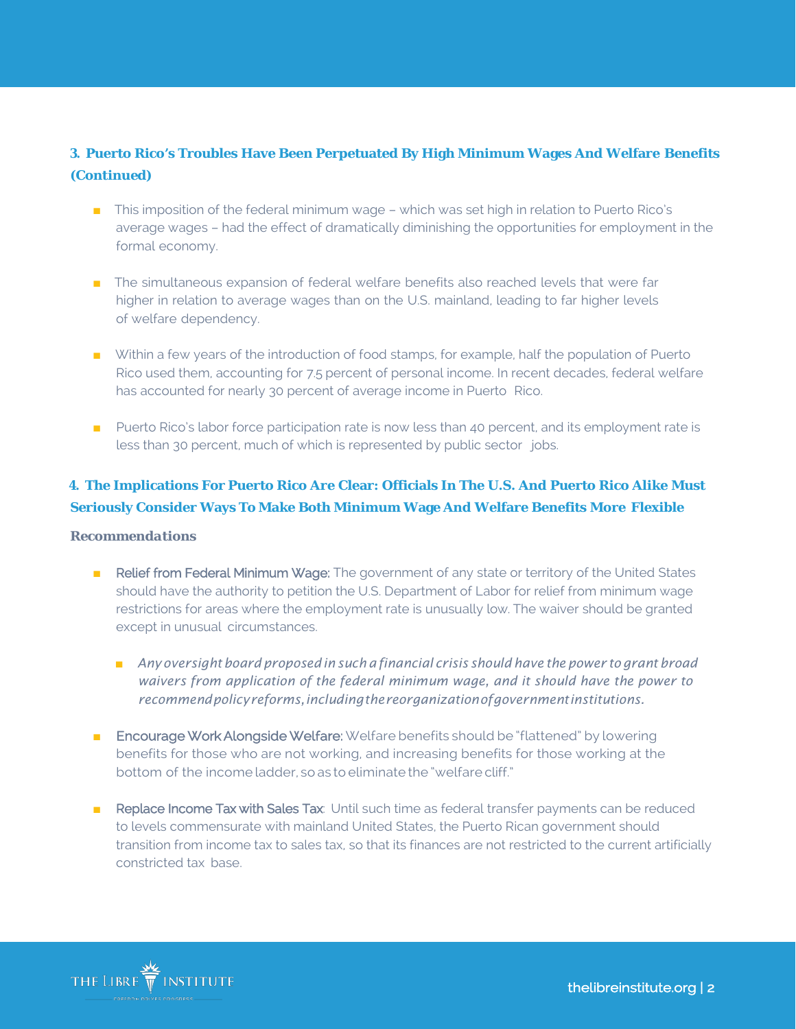### 3. Puerto Rico's Troubles Have Been Perpetuated By High Minimum Wages And Welfare Benefits (Continued)

- This imposition of the federal minimum wage – which was set high in relation to Puerto Rico's average wages – had the effect of dramatically diminishing the opportunities for employment in the formal economy.
- The simultaneous expansion of federal welfare benefits also reached levels that were far higher in relation to average wages than on the U.S. mainland, leading to far higher levels of welfare dependency.
- Within a few years of the introduction of food stamps, for example, half the population of Puerto Rico used them, accounting for 7.5 percent of personal income. In recent decades, federal welfare has accounted for nearly 30 percent of average income in Puerto Rico.
- Puerto Rico's labor force participation rate is now less than 40 percent, and its employment rate is less than 30 percent, much of which is represented by public sector jobs.

### 4. The Implications For Puerto Rico Are Clear: Officials In The U.S. And Puerto Rico Alike Must Seriously Consider Ways To Make Both Minimum Wage And Welfare Benefits More Flexible

#### Recommendations

- **Relief from Federal Minimum Wage:** The government of any state or territory of the United States should have the authority to petition the U.S. Department of Labor for relief from minimum wage restrictions for areas where the employment rate is unusually low. The waiver should be granted except in unusual circumstances.
  - *Any oversight board proposed in such a financial crisis should have the power to grant broad waivers from application of the federal minimum wage, and it should have the power to recommend policy reforms, including the reorganization of government institutions.*
- **Encourage Work Alongside Welfare:** Welfare benefits should be "flattened" by lowering benefits for those who are not working, and increasing benefits for those working at the bottom of the income ladder, so as to eliminate the "welfare cliff."
- **Replace Income Tax with Sales Tax**: Until such time as federal transfer payments can be reduced to levels commensurate with mainland United States, the Puerto Rican government should transition from income tax to sales tax, so that its finances are not restricted to the current artificially constricted tax base.